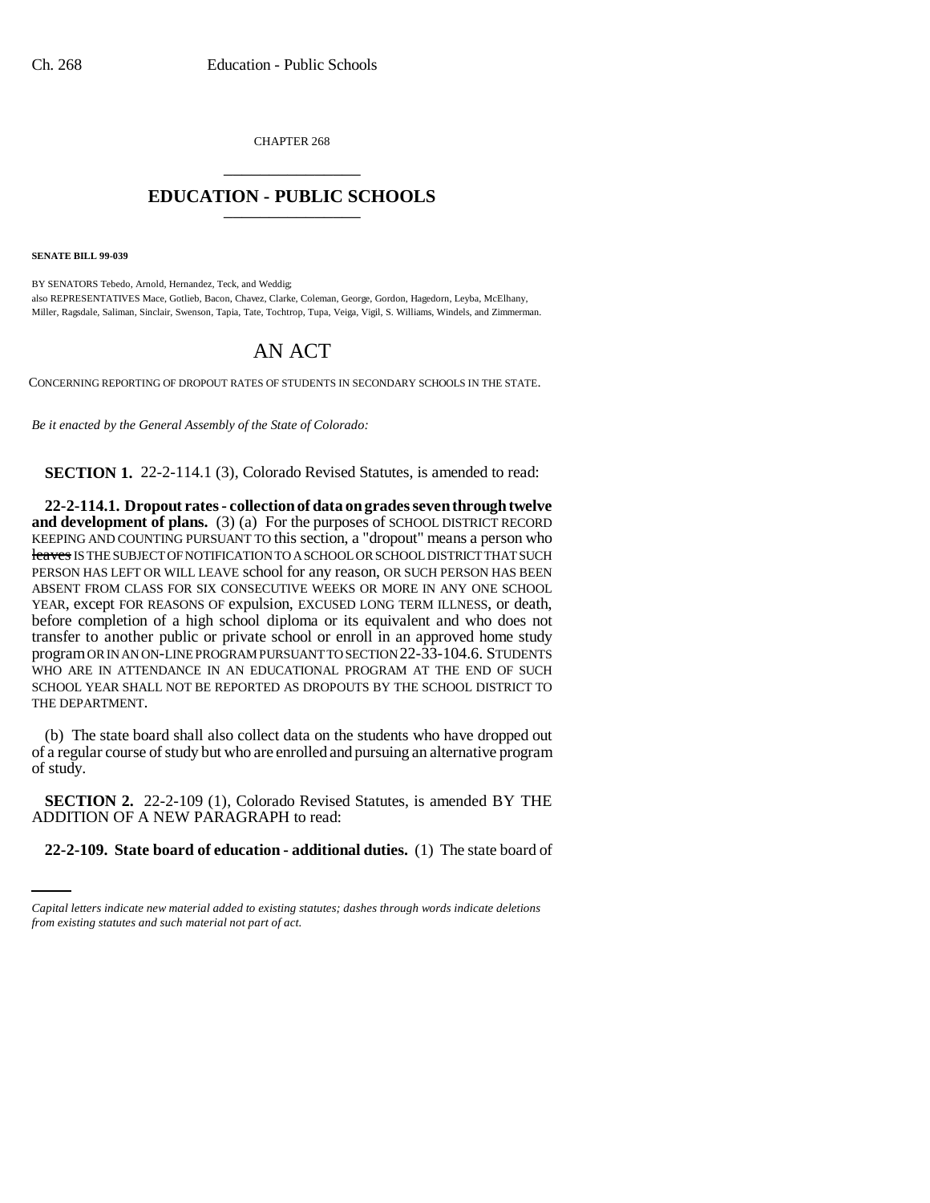CHAPTER 268

\_\_\_\_\_\_\_\_\_\_\_\_\_\_\_\_\_\_\_\_\_\_\_\_

# EDUCATION - PUBLIC SCHOOLS

\_\_\_\_\_\_\_\_\_\_\_\_\_\_\_\_\_\_\_\_\_\_\_\_

**SENATE BILL 99-039**

BY SENATORS Tebedo, Arnold, Hernandez, Teck, and Weddig;
also REPRESENTATIVES Mace, Gotlieb, Bacon, Chavez, Clarke, Coleman, George, Gordon, Hagedorn, Leyba, McElhany, Miller, Ragsdale, Saliman, Sinclair, Swenson, Tapia, Tate, Tochtrop, Tupa, Veiga, Vigil, S. Williams, Windels, and Zimmerman.

## AN ACT

CONCERNING REPORTING OF DROPOUT RATES OF STUDENTS IN SECONDARY SCHOOLS IN THE STATE.

*Be it enacted by the General Assembly of the State of Colorado:*

**SECTION 1.** 22-2-114.1 (3), Colorado Revised Statutes, is amended to read:

**22-2-114.1. Dropout rates - collection of data on grades seven through twelve and development of plans.** (3) (a) For the purposes of SCHOOL DISTRICT RECORD KEEPING AND COUNTING PURSUANT TO this section, a "dropout" means a person who ~~leaves~~ IS THE SUBJECT OF NOTIFICATION TO A SCHOOL OR SCHOOL DISTRICT THAT SUCH PERSON HAS LEFT OR WILL LEAVE school for any reason, OR SUCH PERSON HAS BEEN ABSENT FROM CLASS FOR SIX CONSECUTIVE WEEKS OR MORE IN ANY ONE SCHOOL YEAR, except FOR REASONS OF expulsion, EXCUSED LONG TERM ILLNESS, or death, before completion of a high school diploma or its equivalent and who does not transfer to another public or private school or enroll in an approved home study program OR IN AN ON-LINE PROGRAM PURSUANT TO SECTION 22-33-104.6. STUDENTS WHO ARE IN ATTENDANCE IN AN EDUCATIONAL PROGRAM AT THE END OF SUCH SCHOOL YEAR SHALL NOT BE REPORTED AS DROPOUTS BY THE SCHOOL DISTRICT TO THE DEPARTMENT.

(b) The state board shall also collect data on the students who have dropped out of a regular course of study but who are enrolled and pursuing an alternative program of study.

**SECTION 2.** 22-2-109 (1), Colorado Revised Statutes, is amended BY THE ADDITION OF A NEW PARAGRAPH to read:

**22-2-109. State board of education - additional duties.** (1) The state board of

*Capital letters indicate new material added to existing statutes; dashes through words indicate deletions from existing statutes and such material not part of act.*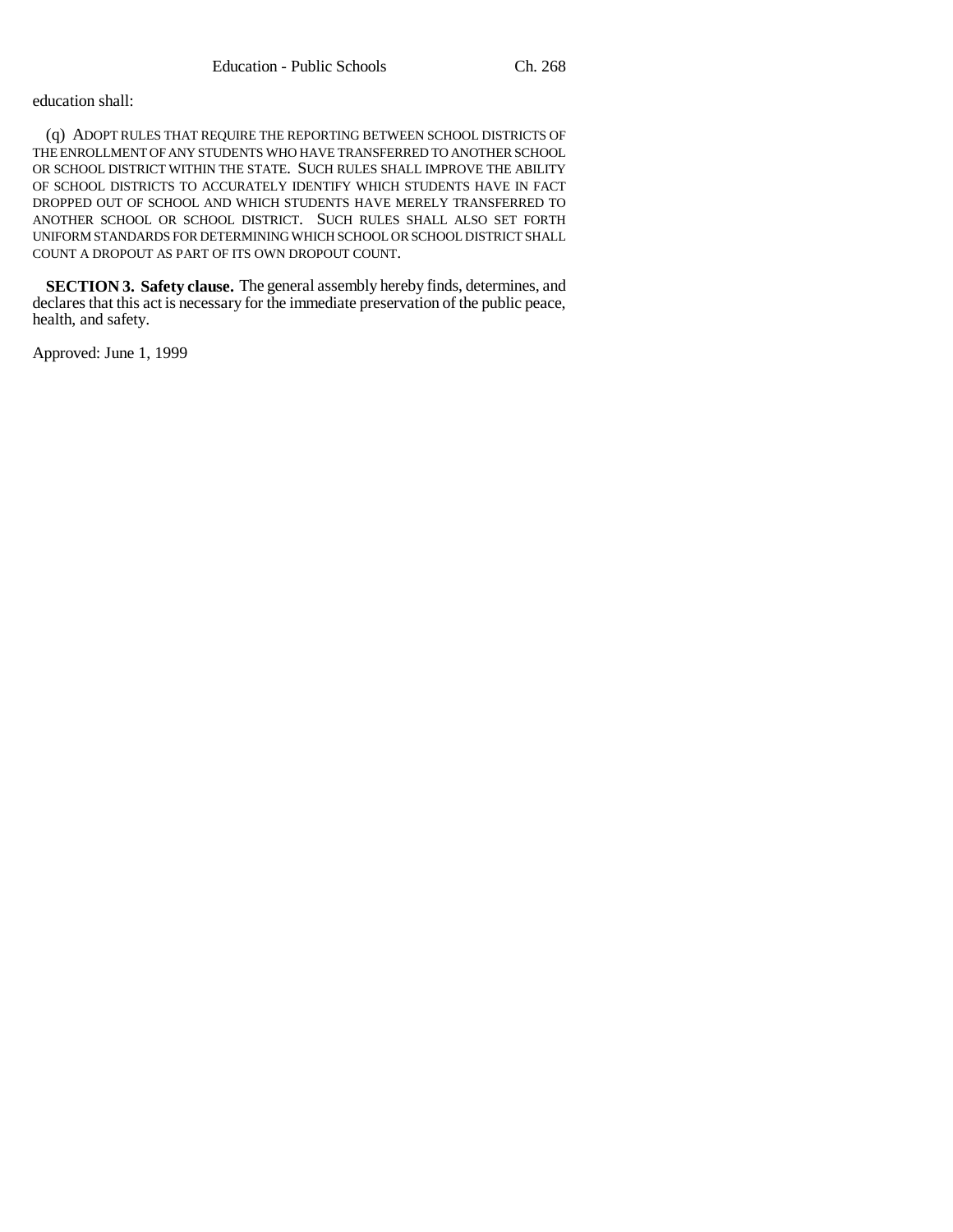education shall:

(q) ADOPT RULES THAT REQUIRE THE REPORTING BETWEEN SCHOOL DISTRICTS OF THE ENROLLMENT OF ANY STUDENTS WHO HAVE TRANSFERRED TO ANOTHER SCHOOL OR SCHOOL DISTRICT WITHIN THE STATE. SUCH RULES SHALL IMPROVE THE ABILITY OF SCHOOL DISTRICTS TO ACCURATELY IDENTIFY WHICH STUDENTS HAVE IN FACT DROPPED OUT OF SCHOOL AND WHICH STUDENTS HAVE MERELY TRANSFERRED TO ANOTHER SCHOOL OR SCHOOL DISTRICT. SUCH RULES SHALL ALSO SET FORTH UNIFORM STANDARDS FOR DETERMINING WHICH SCHOOL OR SCHOOL DISTRICT SHALL COUNT A DROPOUT AS PART OF ITS OWN DROPOUT COUNT.

**SECTION 3. Safety clause.** The general assembly hereby finds, determines, and declares that this act is necessary for the immediate preservation of the public peace, health, and safety.

Approved: June 1, 1999